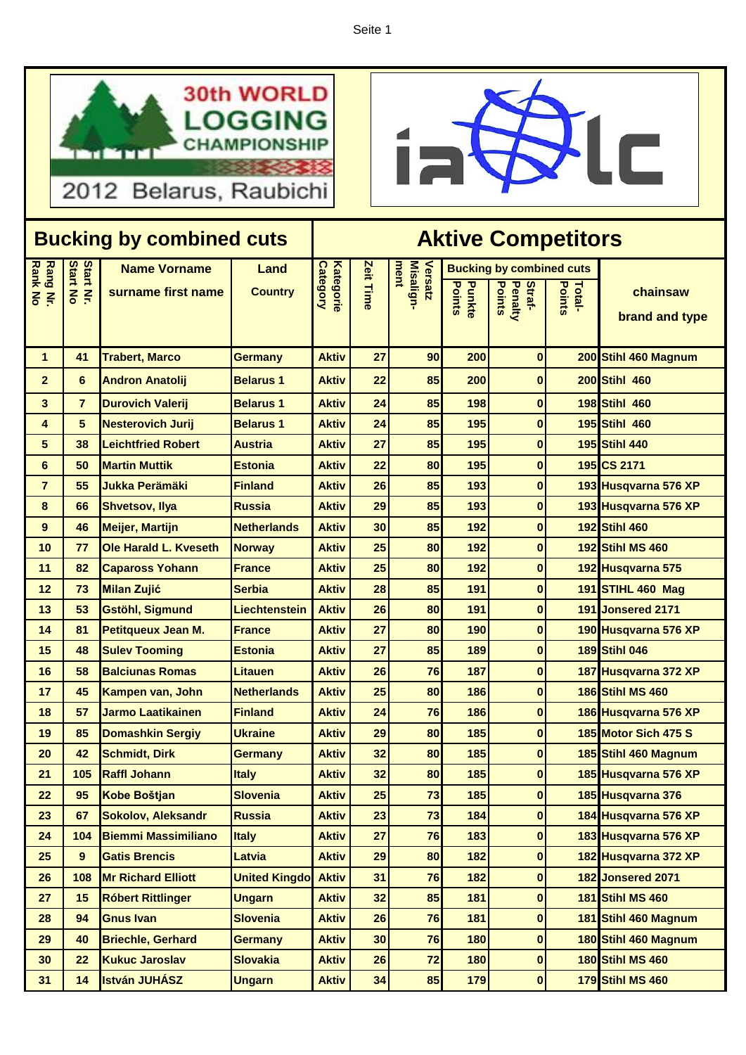30th WORLD LOGGING CHAMPIONSHIP

2012 Belarus, Raubichi

ialc

# Bucking by combined cuts

# Aktive Competitors

| Rang Nr. Rank No | Start Nr. Start No | Name Vorname surname first name | Land Country | Kategorie Category | Zeit Time | Versatz Misalign-ment | Bucking by combined cuts | | | chainsaw brand and type |
|---|---|---|---|---|---|---|---|---|---|---|
| | | | | | | | Punkte Points | Straf-Penalty Points | Total-Points | |
| 1 | 41 | Trabert, Marco | Germany | Aktiv | 27 | 90 | 200 | 0 | 200 | Stihl 460 Magnum |
| 2 | 6 | Andron Anatolij | Belarus 1 | Aktiv | 22 | 85 | 200 | 0 | 200 | Stihl 460 |
| 3 | 7 | Durovich Valerij | Belarus 1 | Aktiv | 24 | 85 | 198 | 0 | 198 | Stihl 460 |
| 4 | 5 | Nesterovich Jurij | Belarus 1 | Aktiv | 24 | 85 | 195 | 0 | 195 | Stihl 460 |
| 5 | 38 | Leichtfried Robert | Austria | Aktiv | 27 | 85 | 195 | 0 | 195 | Stihl 440 |
| 6 | 50 | Martin Muttik | Estonia | Aktiv | 22 | 80 | 195 | 0 | 195 | CS 2171 |
| 7 | 55 | Jukka Perämäki | Finland | Aktiv | 26 | 85 | 193 | 0 | 193 | Husqvarna 576 XP |
| 8 | 66 | Shvetsov, Ilya | Russia | Aktiv | 29 | 85 | 193 | 0 | 193 | Husqvarna 576 XP |
| 9 | 46 | Meijer, Martijn | Netherlands | Aktiv | 30 | 85 | 192 | 0 | 192 | Stihl 460 |
| 10 | 77 | Ole Harald L. Kveseth | Norway | Aktiv | 25 | 80 | 192 | 0 | 192 | Stihl MS 460 |
| 11 | 82 | Capaross Yohann | France | Aktiv | 25 | 80 | 192 | 0 | 192 | Husqvarna 575 |
| 12 | 73 | Milan Zujić | Serbia | Aktiv | 28 | 85 | 191 | 0 | 191 | STIHL 460 Mag |
| 13 | 53 | Gstöhl, Sigmund | Liechtenstein | Aktiv | 26 | 80 | 191 | 0 | 191 | Jonsered 2171 |
| 14 | 81 | Petitqueux Jean M. | France | Aktiv | 27 | 80 | 190 | 0 | 190 | Husqvarna 576 XP |
| 15 | 48 | Sulev Tooming | Estonia | Aktiv | 27 | 85 | 189 | 0 | 189 | Stihl 046 |
| 16 | 58 | Balciunas Romas | Litauen | Aktiv | 26 | 76 | 187 | 0 | 187 | Husqvarna 372 XP |
| 17 | 45 | Kampen van, John | Netherlands | Aktiv | 25 | 80 | 186 | 0 | 186 | Stihl MS 460 |
| 18 | 57 | Jarmo Laatikainen | Finland | Aktiv | 24 | 76 | 186 | 0 | 186 | Husqvarna 576 XP |
| 19 | 85 | Domashkin Sergiy | Ukraine | Aktiv | 29 | 80 | 185 | 0 | 185 | Motor Sich 475 S |
| 20 | 42 | Schmidt, Dirk | Germany | Aktiv | 32 | 80 | 185 | 0 | 185 | Stihl 460 Magnum |
| 21 | 105 | Raffl Johann | Italy | Aktiv | 32 | 80 | 185 | 0 | 185 | Husqvarna 576 XP |
| 22 | 95 | Kobe Boštjan | Slovenia | Aktiv | 25 | 73 | 185 | 0 | 185 | Husqvarna 376 |
| 23 | 67 | Sokolov, Aleksandr | Russia | Aktiv | 23 | 73 | 184 | 0 | 184 | Husqvarna 576 XP |
| 24 | 104 | Biemmi Massimiliano | Italy | Aktiv | 27 | 76 | 183 | 0 | 183 | Husqvarna 576 XP |
| 25 | 9 | Gatis Brencis | Latvia | Aktiv | 29 | 80 | 182 | 0 | 182 | Husqvarna 372 XP |
| 26 | 108 | Mr Richard Elliott | United Kingdo | Aktiv | 31 | 76 | 182 | 0 | 182 | Jonsered 2071 |
| 27 | 15 | Róbert Rittlinger | Ungarn | Aktiv | 32 | 85 | 181 | 0 | 181 | Stihl MS 460 |
| 28 | 94 | Gnus Ivan | Slovenia | Aktiv | 26 | 76 | 181 | 0 | 181 | Stihl 460 Magnum |
| 29 | 40 | Briechle, Gerhard | Germany | Aktiv | 30 | 76 | 180 | 0 | 180 | Stihl 460 Magnum |
| 30 | 22 | Kukuc Jaroslav | Slovakia | Aktiv | 26 | 72 | 180 | 0 | 180 | Stihl MS 460 |
| 31 | 14 | István JUHÁSZ | Ungarn | Aktiv | 34 | 85 | 179 | 0 | 179 | Stihl MS 460 |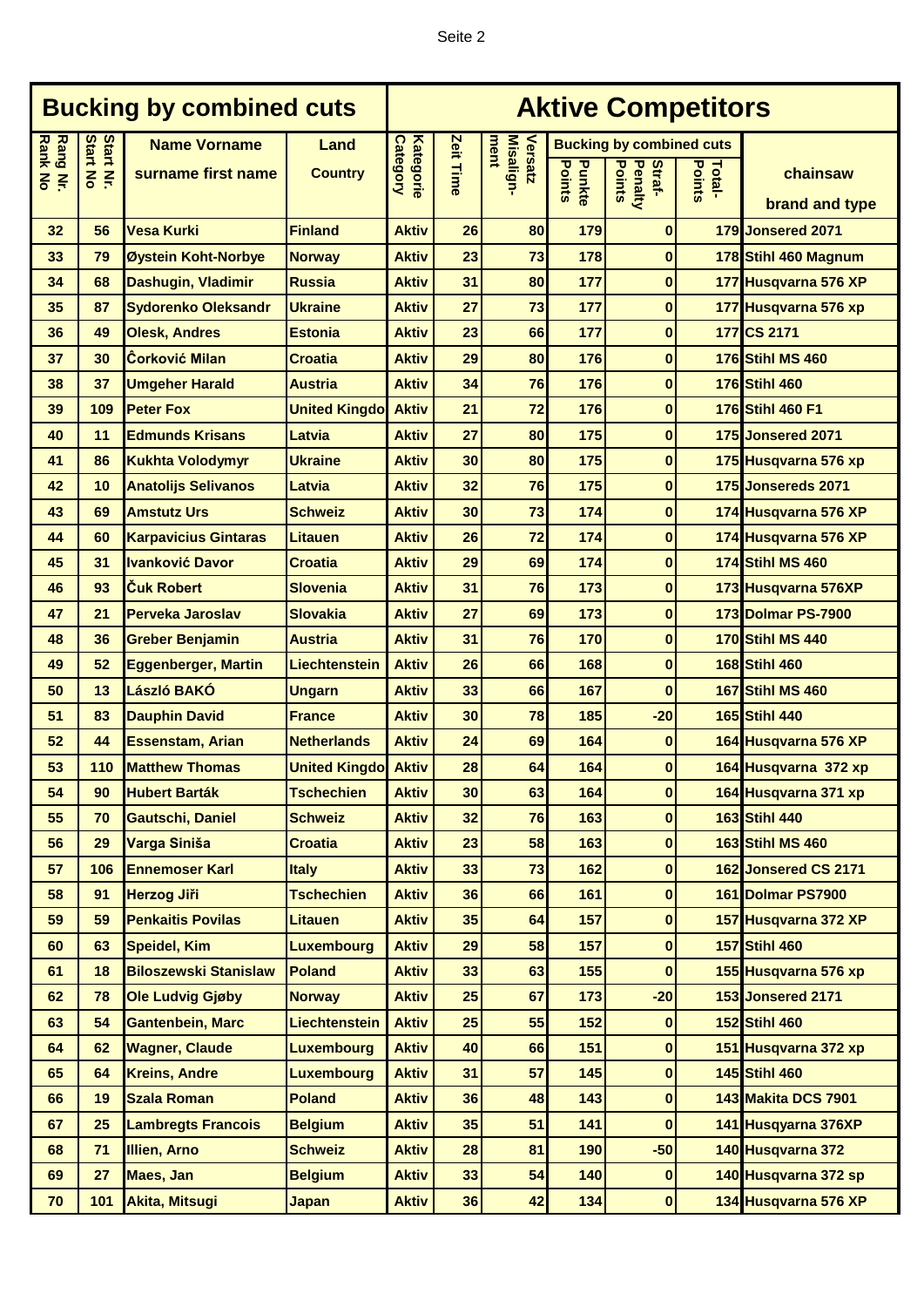| Bucking by combined cuts | | | | Aktive Competitors | | | | | | |
|---|---|---|---|---|---|---|---|---|---|---|
| Rang Nr. Rank No | Start Nr. Start No | Name Vorname surname first name | Land Country | Kategorie Category | Zeit Time | Versatz Misalign-ment | Bucking by combined cuts | | | chainsaw brand and type |
| | | | | | | | Punkte Points | Straf-Penalty Points | Total-Points | |
| 32 | 56 | Vesa Kurki | Finland | Aktiv | 26 | 80 | 179 | 0 | 179 | Jonsered 2071 |
| 33 | 79 | Øystein Koht-Norbye | Norway | Aktiv | 23 | 73 | 178 | 0 | 178 | Stihl 460 Magnum |
| 34 | 68 | Dashugin, Vladimir | Russia | Aktiv | 31 | 80 | 177 | 0 | 177 | Husqvarna 576 XP |
| 35 | 87 | Sydorenko Oleksandr | Ukraine | Aktiv | 27 | 73 | 177 | 0 | 177 | Husqvarna 576 xp |
| 36 | 49 | Olesk, Andres | Estonia | Aktiv | 23 | 66 | 177 | 0 | 177 | CS 2171 |
| 37 | 30 | Čorković Milan | Croatia | Aktiv | 29 | 80 | 176 | 0 | 176 | Stihl MS 460 |
| 38 | 37 | Umgeher Harald | Austria | Aktiv | 34 | 76 | 176 | 0 | 176 | Stihl 460 |
| 39 | 109 | Peter Fox | United Kingdo | Aktiv | 21 | 72 | 176 | 0 | 176 | Stihl 460 F1 |
| 40 | 11 | Edmunds Krisans | Latvia | Aktiv | 27 | 80 | 175 | 0 | 175 | Jonsered 2071 |
| 41 | 86 | Kukhta Volodymyr | Ukraine | Aktiv | 30 | 80 | 175 | 0 | 175 | Husqvarna 576 xp |
| 42 | 10 | Anatolijs Selivanos | Latvia | Aktiv | 32 | 76 | 175 | 0 | 175 | Jonsereds 2071 |
| 43 | 69 | Amstutz Urs | Schweiz | Aktiv | 30 | 73 | 174 | 0 | 174 | Husqvarna 576 XP |
| 44 | 60 | Karpavicius Gintaras | Litauen | Aktiv | 26 | 72 | 174 | 0 | 174 | Husqvarna 576 XP |
| 45 | 31 | Ivanković Davor | Croatia | Aktiv | 29 | 69 | 174 | 0 | 174 | Stihl MS 460 |
| 46 | 93 | Čuk Robert | Slovenia | Aktiv | 31 | 76 | 173 | 0 | 173 | Husqvarna 576XP |
| 47 | 21 | Perveka Jaroslav | Slovakia | Aktiv | 27 | 69 | 173 | 0 | 173 | Dolmar PS-7900 |
| 48 | 36 | Greber Benjamin | Austria | Aktiv | 31 | 76 | 170 | 0 | 170 | Stihl MS 440 |
| 49 | 52 | Eggenberger, Martin | Liechtenstein | Aktiv | 26 | 66 | 168 | 0 | 168 | Stihl 460 |
| 50 | 13 | László BAKÓ | Ungarn | Aktiv | 33 | 66 | 167 | 0 | 167 | Stihl MS 460 |
| 51 | 83 | Dauphin David | France | Aktiv | 30 | 78 | 185 | -20 | 165 | Stihl 440 |
| 52 | 44 | Essenstam, Arian | Netherlands | Aktiv | 24 | 69 | 164 | 0 | 164 | Husqvarna 576 XP |
| 53 | 110 | Matthew Thomas | United Kingdo | Aktiv | 28 | 64 | 164 | 0 | 164 | Husqvarna 372 xp |
| 54 | 90 | Hubert Barták | Tschechien | Aktiv | 30 | 63 | 164 | 0 | 164 | Husqvarna 371 xp |
| 55 | 70 | Gautschi, Daniel | Schweiz | Aktiv | 32 | 76 | 163 | 0 | 163 | Stihl 440 |
| 56 | 29 | Varga Siniša | Croatia | Aktiv | 23 | 58 | 163 | 0 | 163 | Stihl MS 460 |
| 57 | 106 | Ennemoser Karl | Italy | Aktiv | 33 | 73 | 162 | 0 | 162 | Jonsered CS 2171 |
| 58 | 91 | Herzog Jiři | Tschechien | Aktiv | 36 | 66 | 161 | 0 | 161 | Dolmar PS7900 |
| 59 | 59 | Penkaitis Povilas | Litauen | Aktiv | 35 | 64 | 157 | 0 | 157 | Husqvarna 372 XP |
| 60 | 63 | Speidel, Kim | Luxembourg | Aktiv | 29 | 58 | 157 | 0 | 157 | Stihl 460 |
| 61 | 18 | Biloszewski Stanislaw | Poland | Aktiv | 33 | 63 | 155 | 0 | 155 | Husqvarna 576 xp |
| 62 | 78 | Ole Ludvig Gjøby | Norway | Aktiv | 25 | 67 | 173 | -20 | 153 | Jonsered 2171 |
| 63 | 54 | Gantenbein, Marc | Liechtenstein | Aktiv | 25 | 55 | 152 | 0 | 152 | Stihl 460 |
| 64 | 62 | Wagner, Claude | Luxembourg | Aktiv | 40 | 66 | 151 | 0 | 151 | Husqvarna 372 xp |
| 65 | 64 | Kreins, Andre | Luxembourg | Aktiv | 31 | 57 | 145 | 0 | 145 | Stihl 460 |
| 66 | 19 | Szala Roman | Poland | Aktiv | 36 | 48 | 143 | 0 | 143 | Makita DCS 7901 |
| 67 | 25 | Lambregts Francois | Belgium | Aktiv | 35 | 51 | 141 | 0 | 141 | Husqyarna 376XP |
| 68 | 71 | Illien, Arno | Schweiz | Aktiv | 28 | 81 | 190 | -50 | 140 | Husqvarna 372 |
| 69 | 27 | Maes, Jan | Belgium | Aktiv | 33 | 54 | 140 | 0 | 140 | Husqvarna 372 sp |
| 70 | 101 | Akita, Mitsugi | Japan | Aktiv | 36 | 42 | 134 | 0 | 134 | Husqvarna 576 XP |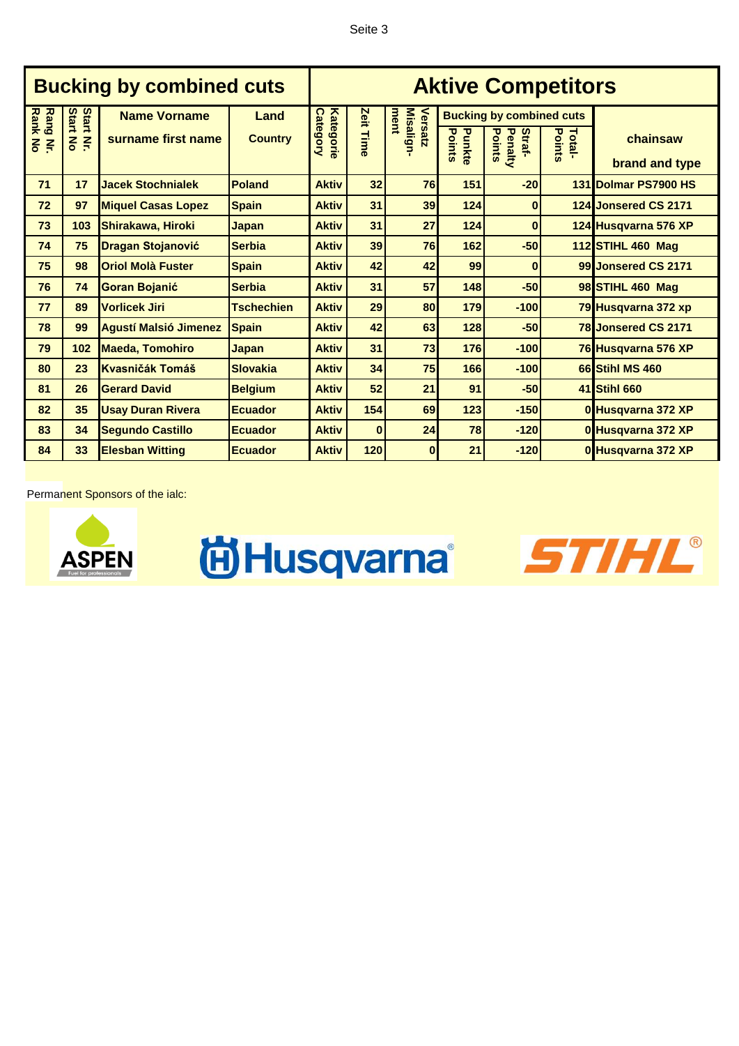| Bucking by combined cuts | | | | Aktive Competitors | | | | | | |
|---|---|---|---|---|---|---|---|---|---|---|
| Rang Nr. Rank No | Start Nr. Start No | Name Vorname surname first name | Land Country | Kategorie Category | Zeit Time | Versatz Misalign-ment | Bucking by combined cuts | | | chainsaw brand and type |
| | | | | | | | Punkte Points | Straf- Penalty Points | Total- Points | |
| 71 | 17 | Jacek Stochnialek | Poland | Aktiv | 32 | 76 | 151 | -20 | 131 | Dolmar PS7900 HS |
| 72 | 97 | Miquel Casas Lopez | Spain | Aktiv | 31 | 39 | 124 | 0 | 124 | Jonsered CS 2171 |
| 73 | 103 | Shirakawa, Hiroki | Japan | Aktiv | 31 | 27 | 124 | 0 | 124 | Husqvarna 576 XP |
| 74 | 75 | Dragan Stojanović | Serbia | Aktiv | 39 | 76 | 162 | -50 | 112 | STIHL 460 Mag |
| 75 | 98 | Oriol Molà Fuster | Spain | Aktiv | 42 | 42 | 99 | 0 | 99 | Jonsered CS 2171 |
| 76 | 74 | Goran Bojanić | Serbia | Aktiv | 31 | 57 | 148 | -50 | 98 | STIHL 460 Mag |
| 77 | 89 | Vorlicek Jiri | Tschechien | Aktiv | 29 | 80 | 179 | -100 | 79 | Husqvarna 372 xp |
| 78 | 99 | Agustí Malsió Jimenez | Spain | Aktiv | 42 | 63 | 128 | -50 | 78 | Jonsered CS 2171 |
| 79 | 102 | Maeda, Tomohiro | Japan | Aktiv | 31 | 73 | 176 | -100 | 76 | Husqvarna 576 XP |
| 80 | 23 | Kvasničák Tomáš | Slovakia | Aktiv | 34 | 75 | 166 | -100 | 66 | Stihl MS 460 |
| 81 | 26 | Gerard David | Belgium | Aktiv | 52 | 21 | 91 | -50 | 41 | Stihl 660 |
| 82 | 35 | Usay Duran Rivera | Ecuador | Aktiv | 154 | 69 | 123 | -150 | 0 | Husqvarna 372 XP |
| 83 | 34 | Segundo Castillo | Ecuador | Aktiv | 0 | 24 | 78 | -120 | 0 | Husqvarna 372 XP |
| 84 | 33 | Elesban Witting | Ecuador | Aktiv | 120 | 0 | 21 | -120 | 0 | Husqvarna 372 XP |

Permanent Sponsors of the ialc:

ASPEN Fuel for professionals

Husqvarna®

STIHL®